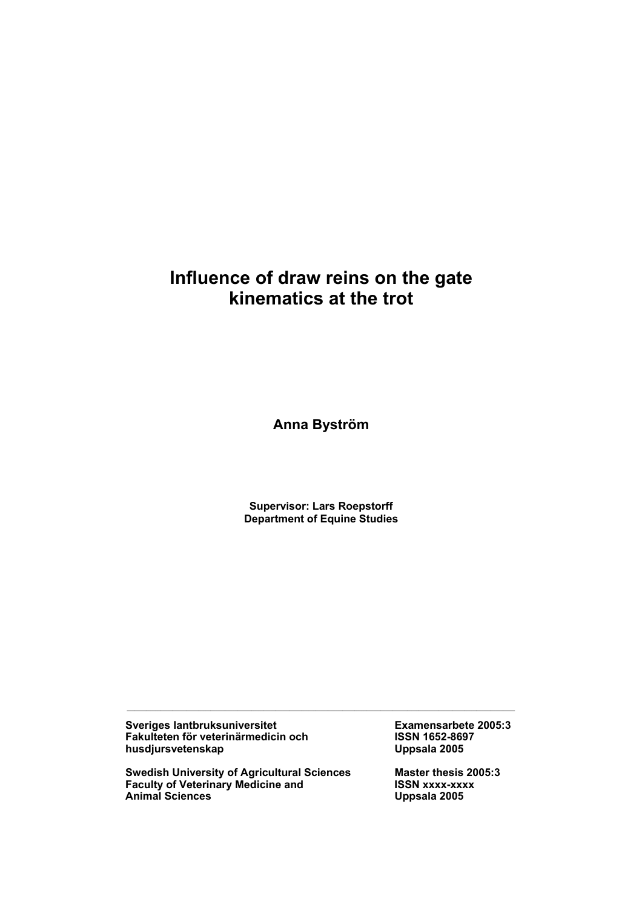# Influence of draw reins on the gate kinematics at the trot

**Anna Byström**

**Supervisor: Lars Roepstorff**
**Department of Equine Studies**

---

**Sveriges lantbruksuniversitet**
**Fakulteten för veterinärmedicin och husdjursvetenskap**

**Examensarbete 2005:3**
**ISSN 1652-8697**
**Uppsala 2005**

**Swedish University of Agricultural Sciences**
**Faculty of Veterinary Medicine and Animal Sciences**

**Master thesis 2005:3**
**ISSN xxxx-xxxx**
**Uppsala 2005**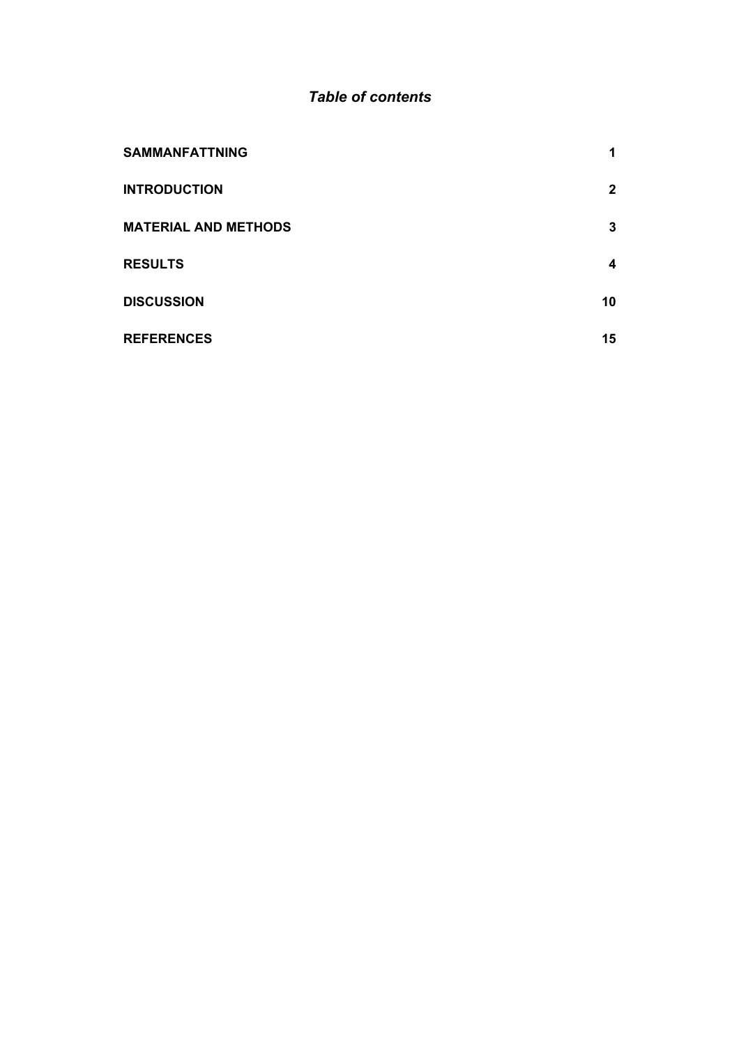## *Table of contents*

| | |
|---|---|
| **SAMMANFATTNING** | **1** |
| **INTRODUCTION** | **2** |
| **MATERIAL AND METHODS** | **3** |
| **RESULTS** | **4** |
| **DISCUSSION** | **10** |
| **REFERENCES** | **15** |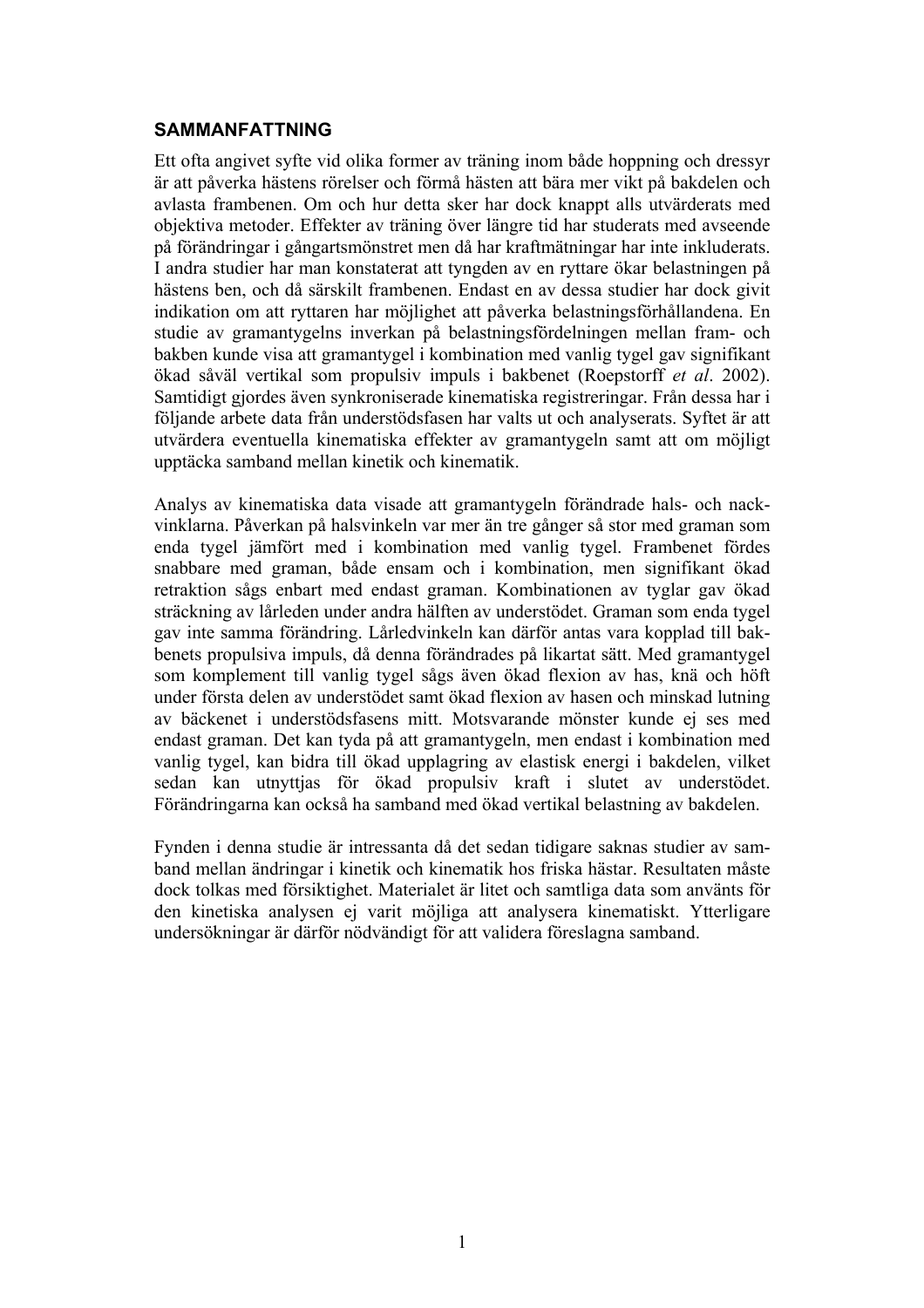## SAMMANFATTNING

Ett ofta angivet syfte vid olika former av träning inom både hoppning och dressyr är att påverka hästens rörelser och förmå hästen att bära mer vikt på bakdelen och avlasta frambenen. Om och hur detta sker har dock knappt alls utvärderats med objektiva metoder. Effekter av träning över längre tid har studerats med avseende på förändringar i gångartsmönstret men då har kraftmätningar har inte inkluderats. I andra studier har man konstaterat att tyngden av en ryttare ökar belastningen på hästens ben, och då särskilt frambenen. Endast en av dessa studier har dock givit indikation om att ryttaren har möjlighet att påverka belastningsförhållandena. En studie av gramantygelns inverkan på belastningsfördelningen mellan fram- och bakben kunde visa att gramantygel i kombination med vanlig tygel gav signifikant ökad såväl vertikal som propulsiv impuls i bakbenet (Roepstorff *et al*. 2002). Samtidigt gjordes även synkroniserade kinematiska registreringar. Från dessa har i följande arbete data från understödsfasen har valts ut och analyserats. Syftet är att utvärdera eventuella kinematiska effekter av gramantygeln samt att om möjligt upptäcka samband mellan kinetik och kinematik.

Analys av kinematiska data visade att gramantygeln förändrade hals- och nack-vinklarna. Påverkan på halsvinkeln var mer än tre gånger så stor med graman som enda tygel jämfört med i kombination med vanlig tygel. Frambenet fördes snabbare med graman, både ensam och i kombination, men signifikant ökad retraktion sågs enbart med endast graman. Kombinationen av tyglar gav ökad sträckning av lårleden under andra hälften av understödet. Graman som enda tygel gav inte samma förändring. Lårledvinkeln kan därför antas vara kopplad till bak-benets propulsiva impuls, då denna förändrades på likartat sätt. Med gramantygel som komplement till vanlig tygel sågs även ökad flexion av has, knä och höft under första delen av understödet samt ökad flexion av hasen och minskad lutning av bäckenet i understödsfasens mitt. Motsvarande mönster kunde ej ses med endast graman. Det kan tyda på att gramantygeln, men endast i kombination med vanlig tygel, kan bidra till ökad upplagring av elastisk energi i bakdelen, vilket sedan kan utnyttjas för ökad propulsiv kraft i slutet av understödet. Förändringarna kan också ha samband med ökad vertikal belastning av bakdelen.

Fynden i denna studie är intressanta då det sedan tidigare saknas studier av sam-band mellan ändringar i kinetik och kinematik hos friska hästar. Resultaten måste dock tolkas med försiktighet. Materialet är litet och samtliga data som använts för den kinetiska analysen ej varit möjliga att analysera kinematiskt. Ytterligare undersökningar är därför nödvändigt för att validera föreslagna samband.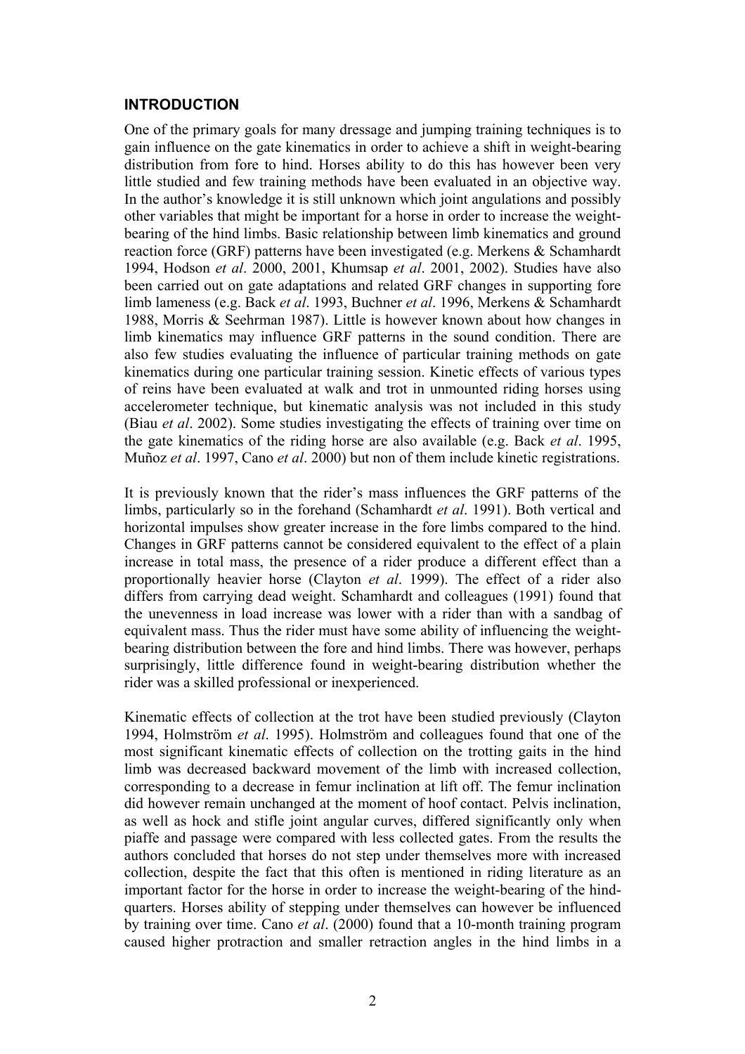## INTRODUCTION

One of the primary goals for many dressage and jumping training techniques is to gain influence on the gate kinematics in order to achieve a shift in weight-bearing distribution from fore to hind. Horses ability to do this has however been very little studied and few training methods have been evaluated in an objective way. In the author's knowledge it is still unknown which joint angulations and possibly other variables that might be important for a horse in order to increase the weight-bearing of the hind limbs. Basic relationship between limb kinematics and ground reaction force (GRF) patterns have been investigated (e.g. Merkens & Schamhardt 1994, Hodson *et al*. 2000, 2001, Khumsap *et al*. 2001, 2002). Studies have also been carried out on gate adaptations and related GRF changes in supporting fore limb lameness (e.g. Back *et al*. 1993, Buchner *et al*. 1996, Merkens & Schamhardt 1988, Morris & Seehrman 1987). Little is however known about how changes in limb kinematics may influence GRF patterns in the sound condition. There are also few studies evaluating the influence of particular training methods on gate kinematics during one particular training session. Kinetic effects of various types of reins have been evaluated at walk and trot in unmounted riding horses using accelerometer technique, but kinematic analysis was not included in this study (Biau *et al*. 2002). Some studies investigating the effects of training over time on the gate kinematics of the riding horse are also available (e.g. Back *et al*. 1995, Muñoz *et al*. 1997, Cano *et al*. 2000) but non of them include kinetic registrations.

It is previously known that the rider's mass influences the GRF patterns of the limbs, particularly so in the forehand (Schamhardt *et al*. 1991). Both vertical and horizontal impulses show greater increase in the fore limbs compared to the hind. Changes in GRF patterns cannot be considered equivalent to the effect of a plain increase in total mass, the presence of a rider produce a different effect than a proportionally heavier horse (Clayton *et al*. 1999). The effect of a rider also differs from carrying dead weight. Schamhardt and colleagues (1991) found that the unevenness in load increase was lower with a rider than with a sandbag of equivalent mass. Thus the rider must have some ability of influencing the weight-bearing distribution between the fore and hind limbs. There was however, perhaps surprisingly, little difference found in weight-bearing distribution whether the rider was a skilled professional or inexperienced.

Kinematic effects of collection at the trot have been studied previously (Clayton 1994, Holmström *et al*. 1995). Holmström and colleagues found that one of the most significant kinematic effects of collection on the trotting gaits in the hind limb was decreased backward movement of the limb with increased collection, corresponding to a decrease in femur inclination at lift off. The femur inclination did however remain unchanged at the moment of hoof contact. Pelvis inclination, as well as hock and stifle joint angular curves, differed significantly only when piaffe and passage were compared with less collected gates. From the results the authors concluded that horses do not step under themselves more with increased collection, despite the fact that this often is mentioned in riding literature as an important factor for the horse in order to increase the weight-bearing of the hind-quarters. Horses ability of stepping under themselves can however be influenced by training over time. Cano *et al*. (2000) found that a 10-month training program caused higher protraction and smaller retraction angles in the hind limbs in a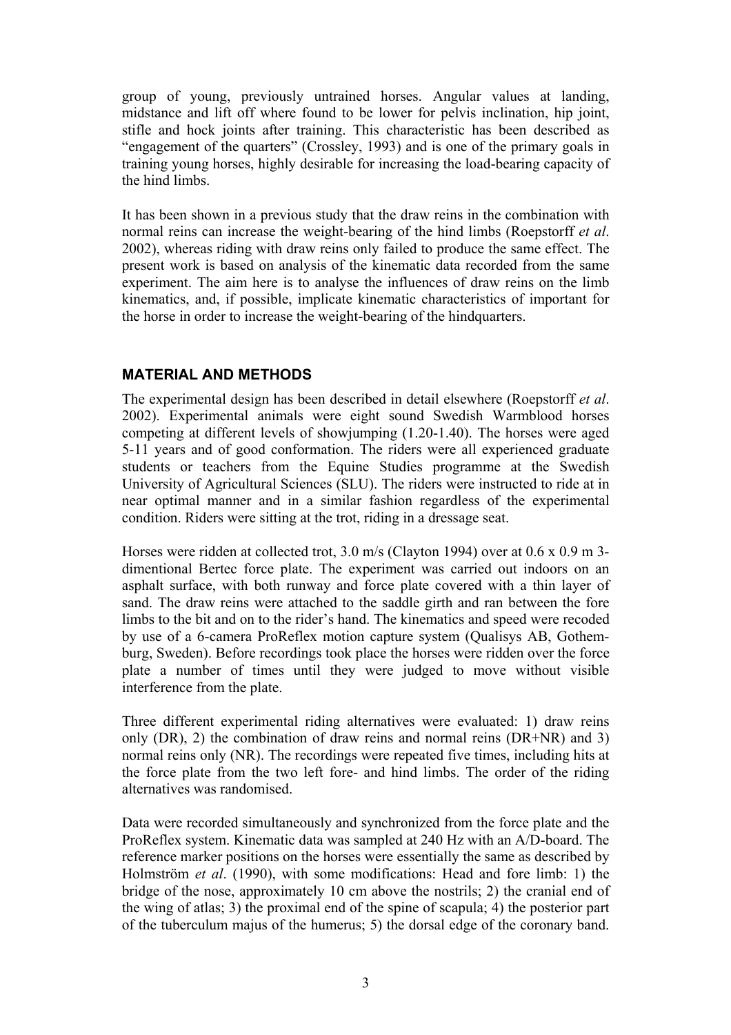group of young, previously untrained horses. Angular values at landing, midstance and lift off where found to be lower for pelvis inclination, hip joint, stifle and hock joints after training. This characteristic has been described as "engagement of the quarters" (Crossley, 1993) and is one of the primary goals in training young horses, highly desirable for increasing the load-bearing capacity of the hind limbs.

It has been shown in a previous study that the draw reins in the combination with normal reins can increase the weight-bearing of the hind limbs (Roepstorff *et al*. 2002), whereas riding with draw reins only failed to produce the same effect. The present work is based on analysis of the kinematic data recorded from the same experiment. The aim here is to analyse the influences of draw reins on the limb kinematics, and, if possible, implicate kinematic characteristics of important for the horse in order to increase the weight-bearing of the hindquarters.

## MATERIAL AND METHODS

The experimental design has been described in detail elsewhere (Roepstorff *et al*. 2002). Experimental animals were eight sound Swedish Warmblood horses competing at different levels of showjumping (1.20-1.40). The horses were aged 5-11 years and of good conformation. The riders were all experienced graduate students or teachers from the Equine Studies programme at the Swedish University of Agricultural Sciences (SLU). The riders were instructed to ride at in near optimal manner and in a similar fashion regardless of the experimental condition. Riders were sitting at the trot, riding in a dressage seat.

Horses were ridden at collected trot, 3.0 m/s (Clayton 1994) over at 0.6 x 0.9 m 3-dimentional Bertec force plate. The experiment was carried out indoors on an asphalt surface, with both runway and force plate covered with a thin layer of sand. The draw reins were attached to the saddle girth and ran between the fore limbs to the bit and on to the rider's hand. The kinematics and speed were recoded by use of a 6-camera ProReflex motion capture system (Qualisys AB, Gothemburg, Sweden). Before recordings took place the horses were ridden over the force plate a number of times until they were judged to move without visible interference from the plate.

Three different experimental riding alternatives were evaluated: 1) draw reins only (DR), 2) the combination of draw reins and normal reins (DR+NR) and 3) normal reins only (NR). The recordings were repeated five times, including hits at the force plate from the two left fore- and hind limbs. The order of the riding alternatives was randomised.

Data were recorded simultaneously and synchronized from the force plate and the ProReflex system. Kinematic data was sampled at 240 Hz with an A/D-board. The reference marker positions on the horses were essentially the same as described by Holmström *et al*. (1990), with some modifications: Head and fore limb: 1) the bridge of the nose, approximately 10 cm above the nostrils; 2) the cranial end of the wing of atlas; 3) the proximal end of the spine of scapula; 4) the posterior part of the tuberculum majus of the humerus; 5) the dorsal edge of the coronary band.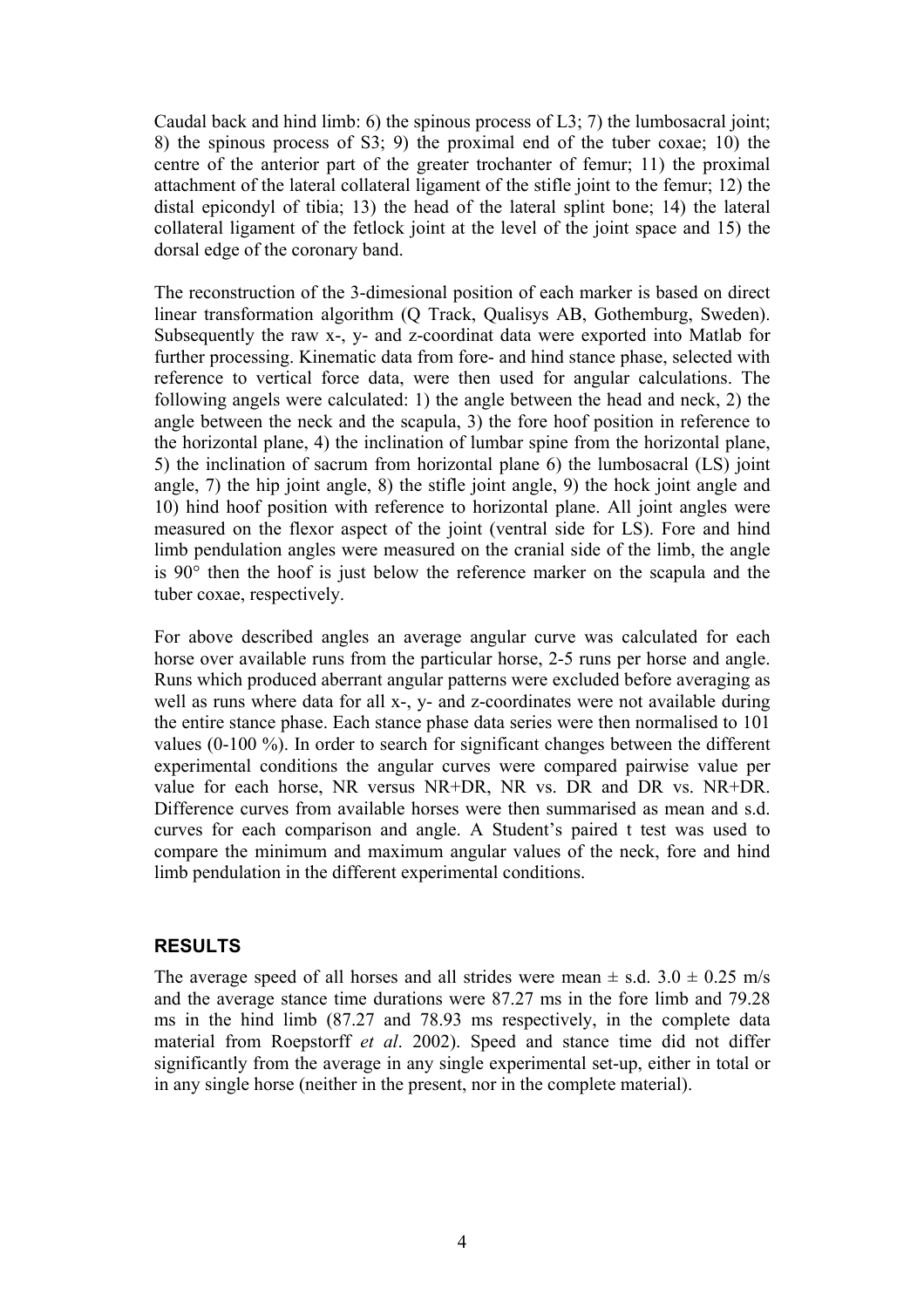Caudal back and hind limb: 6) the spinous process of L3; 7) the lumbosacral joint; 8) the spinous process of S3; 9) the proximal end of the tuber coxae; 10) the centre of the anterior part of the greater trochanter of femur; 11) the proximal attachment of the lateral collateral ligament of the stifle joint to the femur; 12) the distal epicondyl of tibia; 13) the head of the lateral splint bone; 14) the lateral collateral ligament of the fetlock joint at the level of the joint space and 15) the dorsal edge of the coronary band.

The reconstruction of the 3-dimesional position of each marker is based on direct linear transformation algorithm (Q Track, Qualisys AB, Gothemburg, Sweden). Subsequently the raw x-, y- and z-coordinat data were exported into Matlab for further processing. Kinematic data from fore- and hind stance phase, selected with reference to vertical force data, were then used for angular calculations. The following angels were calculated: 1) the angle between the head and neck, 2) the angle between the neck and the scapula, 3) the fore hoof position in reference to the horizontal plane, 4) the inclination of lumbar spine from the horizontal plane, 5) the inclination of sacrum from horizontal plane 6) the lumbosacral (LS) joint angle, 7) the hip joint angle, 8) the stifle joint angle, 9) the hock joint angle and 10) hind hoof position with reference to horizontal plane. All joint angles were measured on the flexor aspect of the joint (ventral side for LS). Fore and hind limb pendulation angles were measured on the cranial side of the limb, the angle is 90° then the hoof is just below the reference marker on the scapula and the tuber coxae, respectively.

For above described angles an average angular curve was calculated for each horse over available runs from the particular horse, 2-5 runs per horse and angle. Runs which produced aberrant angular patterns were excluded before averaging as well as runs where data for all x-, y- and z-coordinates were not available during the entire stance phase. Each stance phase data series were then normalised to 101 values (0-100 %). In order to search for significant changes between the different experimental conditions the angular curves were compared pairwise value per value for each horse, NR versus NR+DR, NR vs. DR and DR vs. NR+DR. Difference curves from available horses were then summarised as mean and s.d. curves for each comparison and angle. A Student's paired t test was used to compare the minimum and maximum angular values of the neck, fore and hind limb pendulation in the different experimental conditions.

## RESULTS

The average speed of all horses and all strides were mean ± s.d. 3.0 ± 0.25 m/s and the average stance time durations were 87.27 ms in the fore limb and 79.28 ms in the hind limb (87.27 and 78.93 ms respectively, in the complete data material from Roepstorff *et al*. 2002). Speed and stance time did not differ significantly from the average in any single experimental set-up, either in total or in any single horse (neither in the present, nor in the complete material).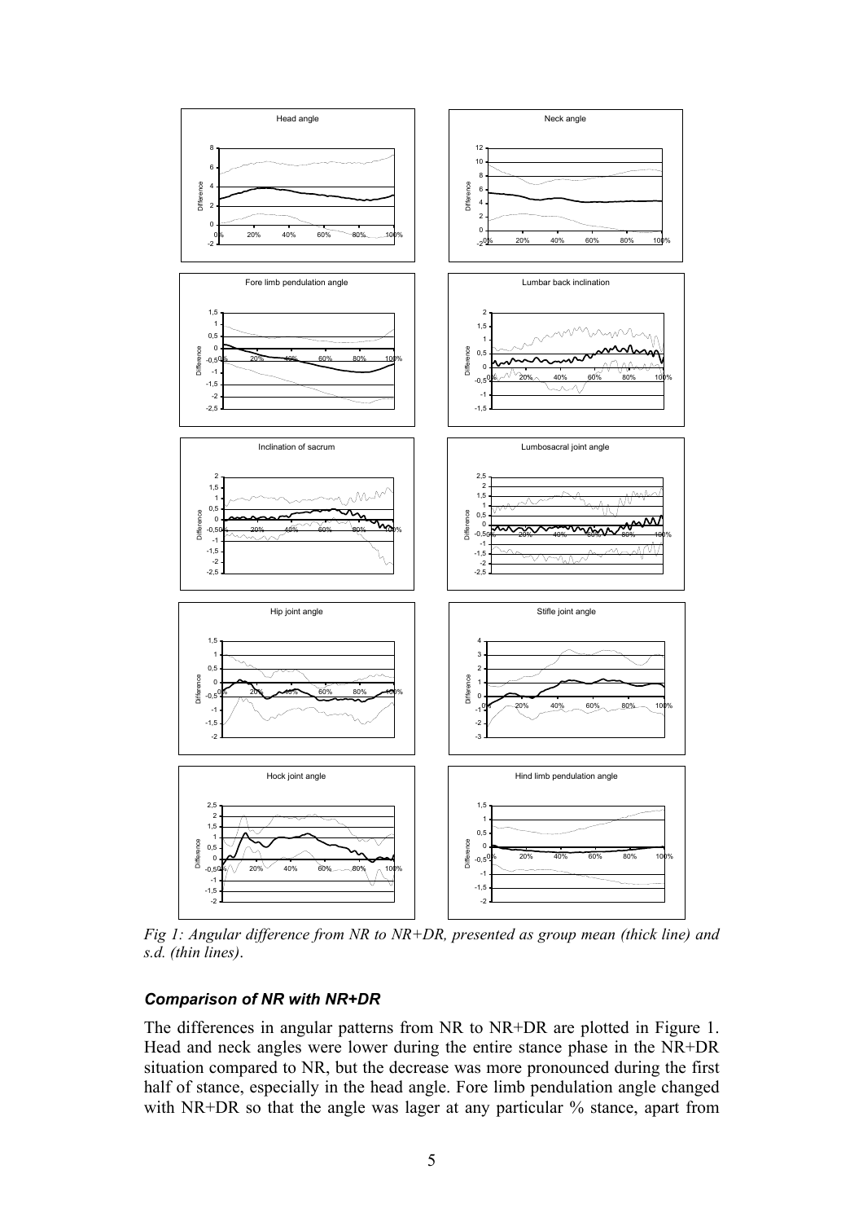*Fig 1: Angular difference from NR to NR+DR, presented as group mean (thick line) and s.d. (thin lines).*

### *Comparison of NR with NR+DR*

The differences in angular patterns from NR to NR+DR are plotted in Figure 1. Head and neck angles were lower during the entire stance phase in the NR+DR situation compared to NR, but the decrease was more pronounced during the first half of stance, especially in the head angle. Fore limb pendulation angle changed with NR+DR so that the angle was lager at any particular % stance, apart from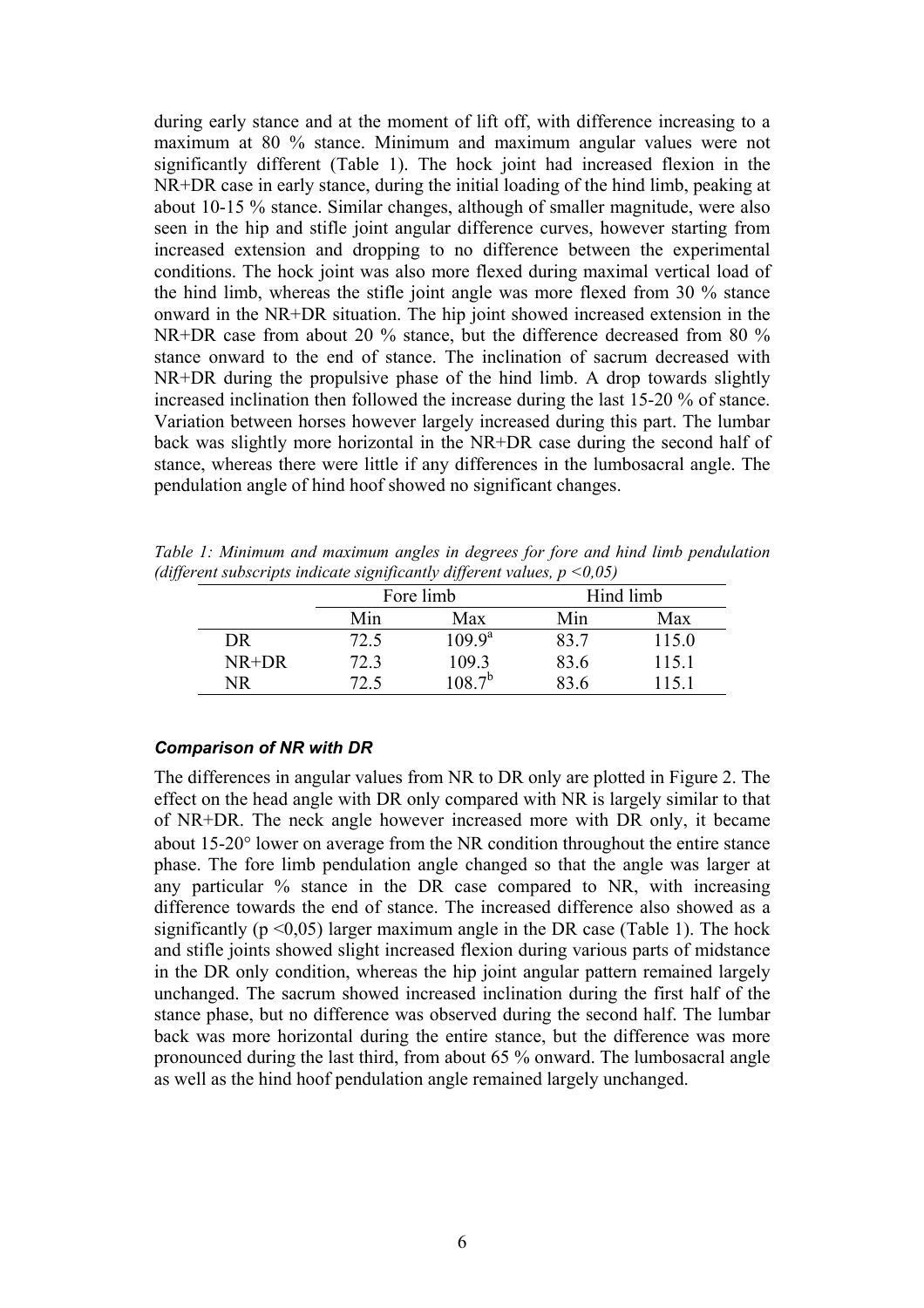during early stance and at the moment of lift off, with difference increasing to a maximum at 80 % stance. Minimum and maximum angular values were not significantly different (Table 1). The hock joint had increased flexion in the NR+DR case in early stance, during the initial loading of the hind limb, peaking at about 10-15 % stance. Similar changes, although of smaller magnitude, were also seen in the hip and stifle joint angular difference curves, however starting from increased extension and dropping to no difference between the experimental conditions. The hock joint was also more flexed during maximal vertical load of the hind limb, whereas the stifle joint angle was more flexed from 30 % stance onward in the NR+DR situation. The hip joint showed increased extension in the NR+DR case from about 20 % stance, but the difference decreased from 80 % stance onward to the end of stance. The inclination of sacrum decreased with NR+DR during the propulsive phase of the hind limb. A drop towards slightly increased inclination then followed the increase during the last 15-20 % of stance. Variation between horses however largely increased during this part. The lumbar back was slightly more horizontal in the NR+DR case during the second half of stance, whereas there were little if any differences in the lumbosacral angle. The pendulation angle of hind hoof showed no significant changes.

*Table 1: Minimum and maximum angles in degrees for fore and hind limb pendulation (different subscripts indicate significantly different values, $p < 0,05$)*

| | Fore limb | | Hind limb | |
|---|---|---|---|---|
| | Min | Max | Min | Max |
| DR | 72.5 | $109.9^{a}$ | 83.7 | 115.0 |
| NR+DR | 72.3 | 109.3 | 83.6 | 115.1 |
| NR | 72.5 | $108.7^{b}$ | 83.6 | 115.1 |

### ***Comparison of NR with DR***

The differences in angular values from NR to DR only are plotted in Figure 2. The effect on the head angle with DR only compared with NR is largely similar to that of NR+DR. The neck angle however increased more with DR only, it became about 15-20° lower on average from the NR condition throughout the entire stance phase. The fore limb pendulation angle changed so that the angle was larger at any particular % stance in the DR case compared to NR, with increasing difference towards the end of stance. The increased difference also showed as a significantly ($p < 0,05$) larger maximum angle in the DR case (Table 1). The hock and stifle joints showed slight increased flexion during various parts of midstance in the DR only condition, whereas the hip joint angular pattern remained largely unchanged. The sacrum showed increased inclination during the first half of the stance phase, but no difference was observed during the second half. The lumbar back was more horizontal during the entire stance, but the difference was more pronounced during the last third, from about 65 % onward. The lumbosacral angle as well as the hind hoof pendulation angle remained largely unchanged.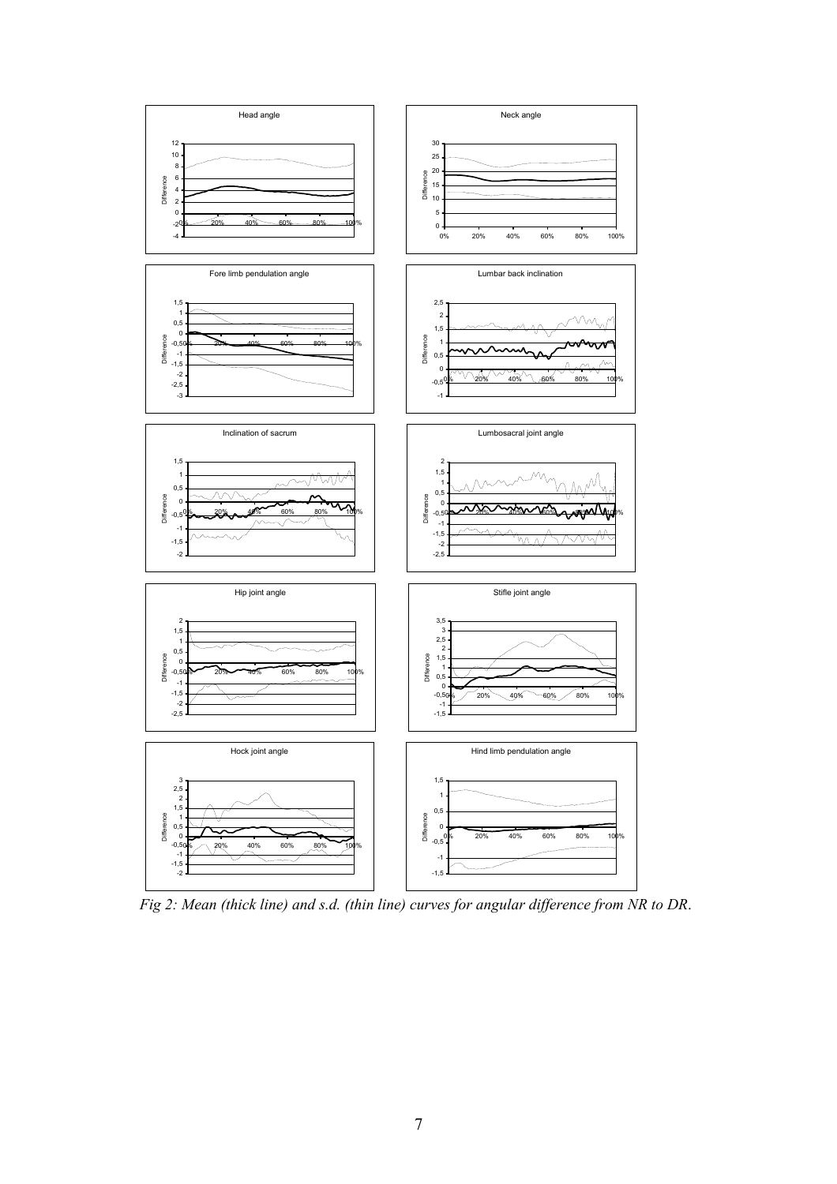*Fig 2: Mean (thick line) and s.d. (thin line) curves for angular difference from NR to DR.*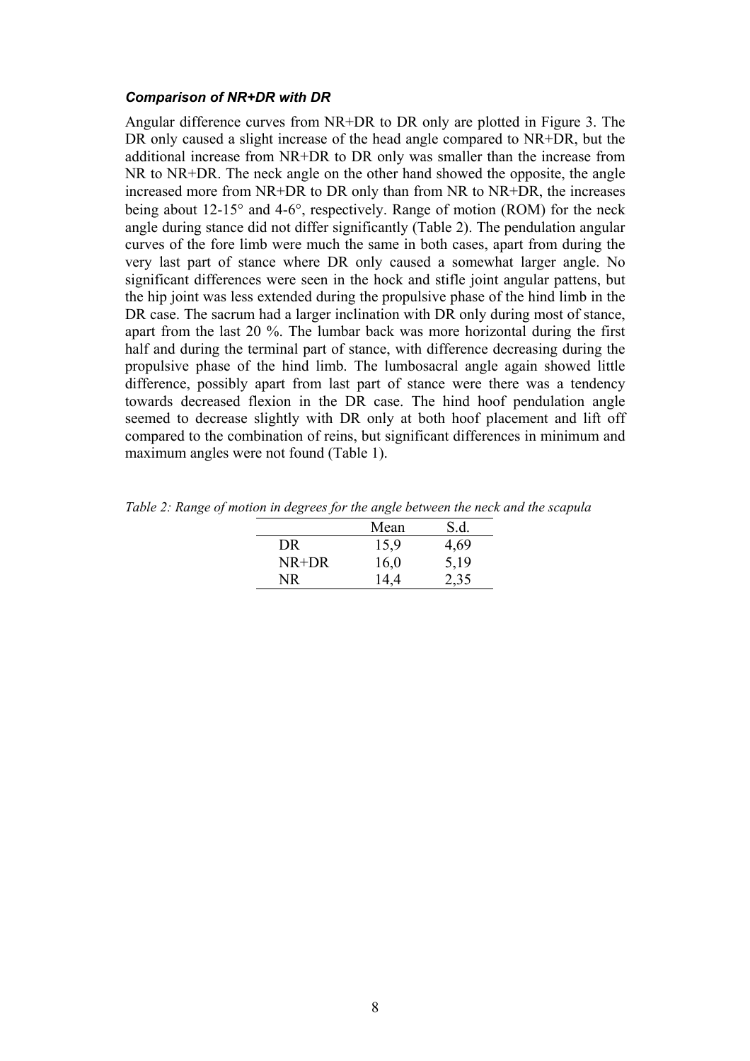### ***Comparison of NR+DR with DR***

Angular difference curves from NR+DR to DR only are plotted in Figure 3. The DR only caused a slight increase of the head angle compared to NR+DR, but the additional increase from NR+DR to DR only was smaller than the increase from NR to NR+DR. The neck angle on the other hand showed the opposite, the angle increased more from NR+DR to DR only than from NR to NR+DR, the increases being about 12-15° and 4-6°, respectively. Range of motion (ROM) for the neck angle during stance did not differ significantly (Table 2). The pendulation angular curves of the fore limb were much the same in both cases, apart from during the very last part of stance where DR only caused a somewhat larger angle. No significant differences were seen in the hock and stifle joint angular pattens, but the hip joint was less extended during the propulsive phase of the hind limb in the DR case. The sacrum had a larger inclination with DR only during most of stance, apart from the last 20 %. The lumbar back was more horizontal during the first half and during the terminal part of stance, with difference decreasing during the propulsive phase of the hind limb. The lumbosacral angle again showed little difference, possibly apart from last part of stance were there was a tendency towards decreased flexion in the DR case. The hind hoof pendulation angle seemed to decrease slightly with DR only at both hoof placement and lift off compared to the combination of reins, but significant differences in minimum and maximum angles were not found (Table 1).

*Table 2: Range of motion in degrees for the angle between the neck and the scapula*

| | Mean | S.d. |
|---|---|---|
| DR | 15,9 | 4,69 |
| NR+DR | 16,0 | 5,19 |
| NR | 14,4 | 2,35 |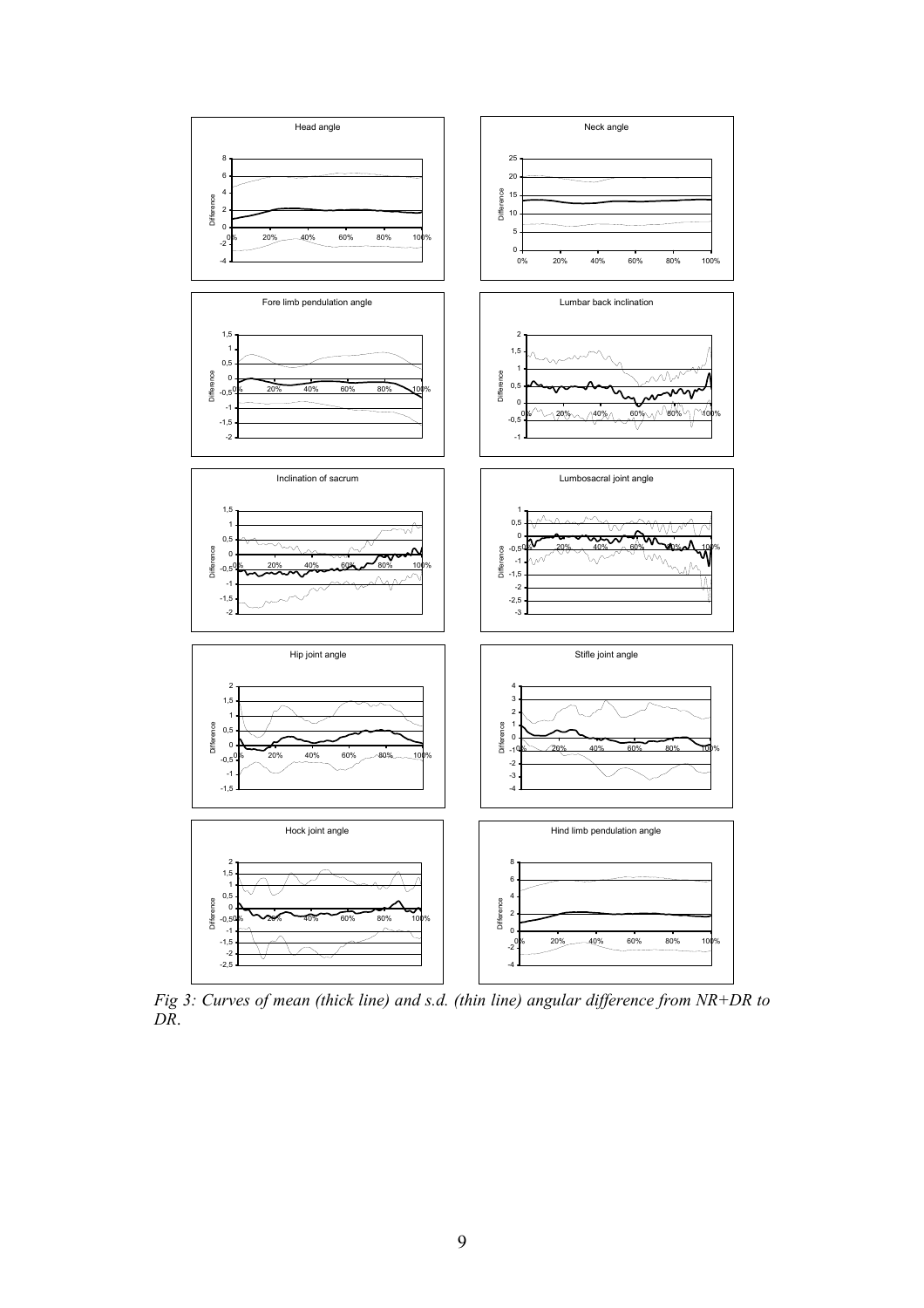*Fig 3: Curves of mean (thick line) and s.d. (thin line) angular difference from NR+DR to DR.*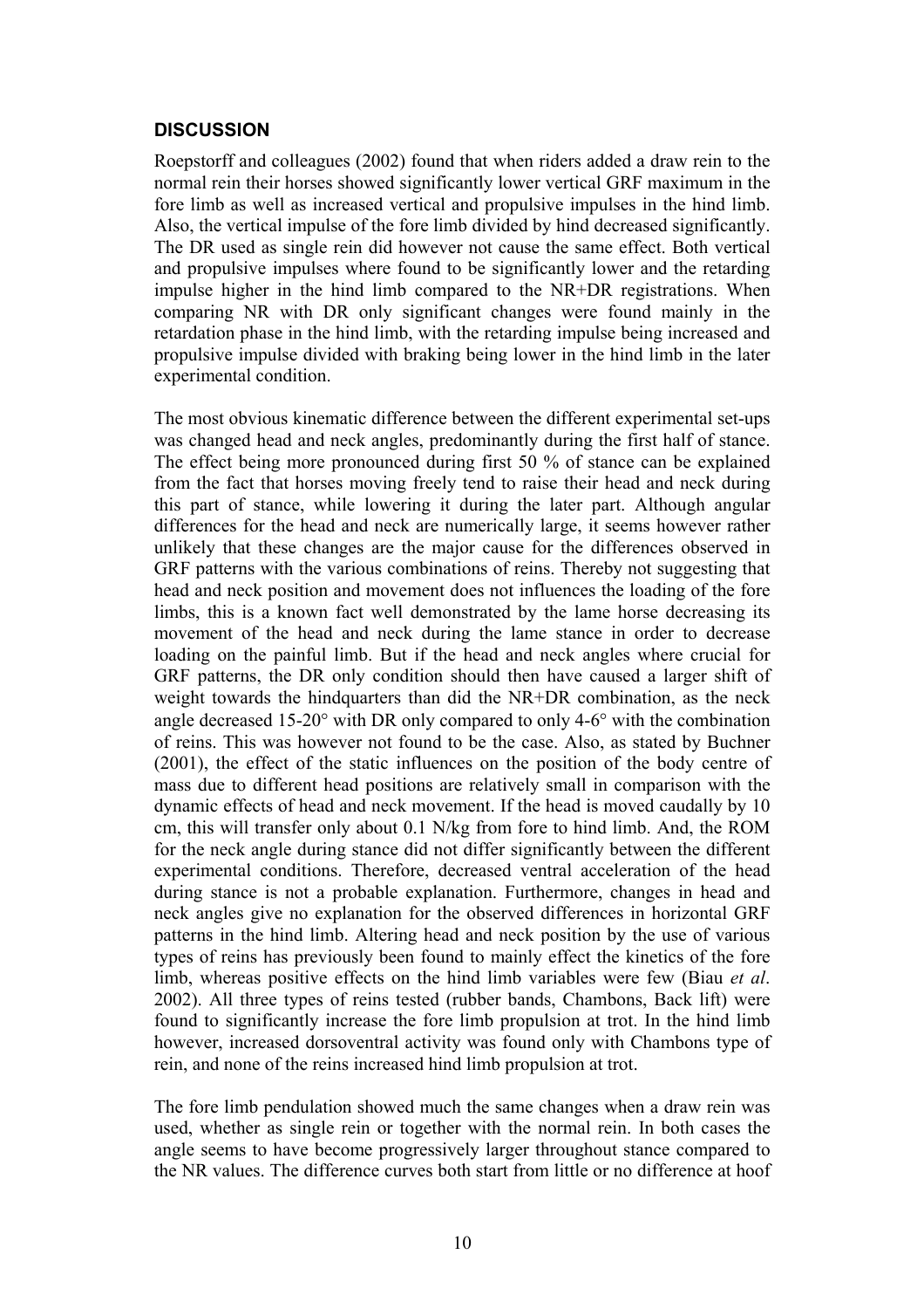## DISCUSSION

Roepstorff and colleagues (2002) found that when riders added a draw rein to the normal rein their horses showed significantly lower vertical GRF maximum in the fore limb as well as increased vertical and propulsive impulses in the hind limb. Also, the vertical impulse of the fore limb divided by hind decreased significantly. The DR used as single rein did however not cause the same effect. Both vertical and propulsive impulses where found to be significantly lower and the retarding impulse higher in the hind limb compared to the NR+DR registrations. When comparing NR with DR only significant changes were found mainly in the retardation phase in the hind limb, with the retarding impulse being increased and propulsive impulse divided with braking being lower in the hind limb in the later experimental condition.

The most obvious kinematic difference between the different experimental set-ups was changed head and neck angles, predominantly during the first half of stance. The effect being more pronounced during first 50 % of stance can be explained from the fact that horses moving freely tend to raise their head and neck during this part of stance, while lowering it during the later part. Although angular differences for the head and neck are numerically large, it seems however rather unlikely that these changes are the major cause for the differences observed in GRF patterns with the various combinations of reins. Thereby not suggesting that head and neck position and movement does not influences the loading of the fore limbs, this is a known fact well demonstrated by the lame horse decreasing its movement of the head and neck during the lame stance in order to decrease loading on the painful limb. But if the head and neck angles where crucial for GRF patterns, the DR only condition should then have caused a larger shift of weight towards the hindquarters than did the NR+DR combination, as the neck angle decreased 15-20° with DR only compared to only 4-6° with the combination of reins. This was however not found to be the case. Also, as stated by Buchner (2001), the effect of the static influences on the position of the body centre of mass due to different head positions are relatively small in comparison with the dynamic effects of head and neck movement. If the head is moved caudally by 10 cm, this will transfer only about 0.1 N/kg from fore to hind limb. And, the ROM for the neck angle during stance did not differ significantly between the different experimental conditions. Therefore, decreased ventral acceleration of the head during stance is not a probable explanation. Furthermore, changes in head and neck angles give no explanation for the observed differences in horizontal GRF patterns in the hind limb. Altering head and neck position by the use of various types of reins has previously been found to mainly effect the kinetics of the fore limb, whereas positive effects on the hind limb variables were few (Biau *et al*. 2002). All three types of reins tested (rubber bands, Chambons, Back lift) were found to significantly increase the fore limb propulsion at trot. In the hind limb however, increased dorsoventral activity was found only with Chambons type of rein, and none of the reins increased hind limb propulsion at trot.

The fore limb pendulation showed much the same changes when a draw rein was used, whether as single rein or together with the normal rein. In both cases the angle seems to have become progressively larger throughout stance compared to the NR values. The difference curves both start from little or no difference at hoof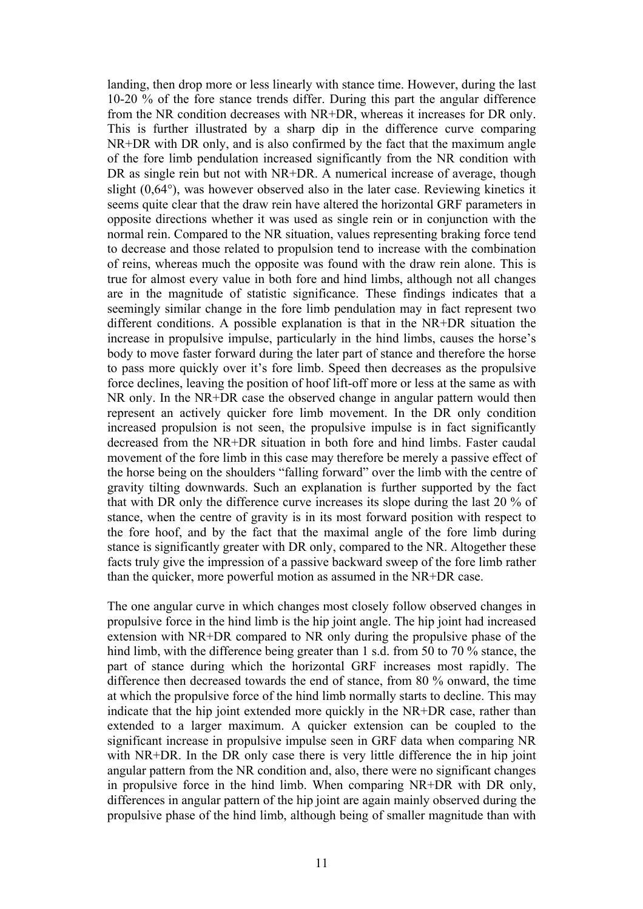landing, then drop more or less linearly with stance time. However, during the last 10-20 % of the fore stance trends differ. During this part the angular difference from the NR condition decreases with NR+DR, whereas it increases for DR only. This is further illustrated by a sharp dip in the difference curve comparing NR+DR with DR only, and is also confirmed by the fact that the maximum angle of the fore limb pendulation increased significantly from the NR condition with DR as single rein but not with NR+DR. A numerical increase of average, though slight (0,64°), was however observed also in the later case. Reviewing kinetics it seems quite clear that the draw rein have altered the horizontal GRF parameters in opposite directions whether it was used as single rein or in conjunction with the normal rein. Compared to the NR situation, values representing braking force tend to decrease and those related to propulsion tend to increase with the combination of reins, whereas much the opposite was found with the draw rein alone. This is true for almost every value in both fore and hind limbs, although not all changes are in the magnitude of statistic significance. These findings indicates that a seemingly similar change in the fore limb pendulation may in fact represent two different conditions. A possible explanation is that in the NR+DR situation the increase in propulsive impulse, particularly in the hind limbs, causes the horse's body to move faster forward during the later part of stance and therefore the horse to pass more quickly over it's fore limb. Speed then decreases as the propulsive force declines, leaving the position of hoof lift-off more or less at the same as with NR only. In the NR+DR case the observed change in angular pattern would then represent an actively quicker fore limb movement. In the DR only condition increased propulsion is not seen, the propulsive impulse is in fact significantly decreased from the NR+DR situation in both fore and hind limbs. Faster caudal movement of the fore limb in this case may therefore be merely a passive effect of the horse being on the shoulders "falling forward" over the limb with the centre of gravity tilting downwards. Such an explanation is further supported by the fact that with DR only the difference curve increases its slope during the last 20 % of stance, when the centre of gravity is in its most forward position with respect to the fore hoof, and by the fact that the maximal angle of the fore limb during stance is significantly greater with DR only, compared to the NR. Altogether these facts truly give the impression of a passive backward sweep of the fore limb rather than the quicker, more powerful motion as assumed in the NR+DR case.

The one angular curve in which changes most closely follow observed changes in propulsive force in the hind limb is the hip joint angle. The hip joint had increased extension with NR+DR compared to NR only during the propulsive phase of the hind limb, with the difference being greater than 1 s.d. from 50 to 70 % stance, the part of stance during which the horizontal GRF increases most rapidly. The difference then decreased towards the end of stance, from 80 % onward, the time at which the propulsive force of the hind limb normally starts to decline. This may indicate that the hip joint extended more quickly in the NR+DR case, rather than extended to a larger maximum. A quicker extension can be coupled to the significant increase in propulsive impulse seen in GRF data when comparing NR with NR+DR. In the DR only case there is very little difference the in hip joint angular pattern from the NR condition and, also, there were no significant changes in propulsive force in the hind limb. When comparing NR+DR with DR only, differences in angular pattern of the hip joint are again mainly observed during the propulsive phase of the hind limb, although being of smaller magnitude than with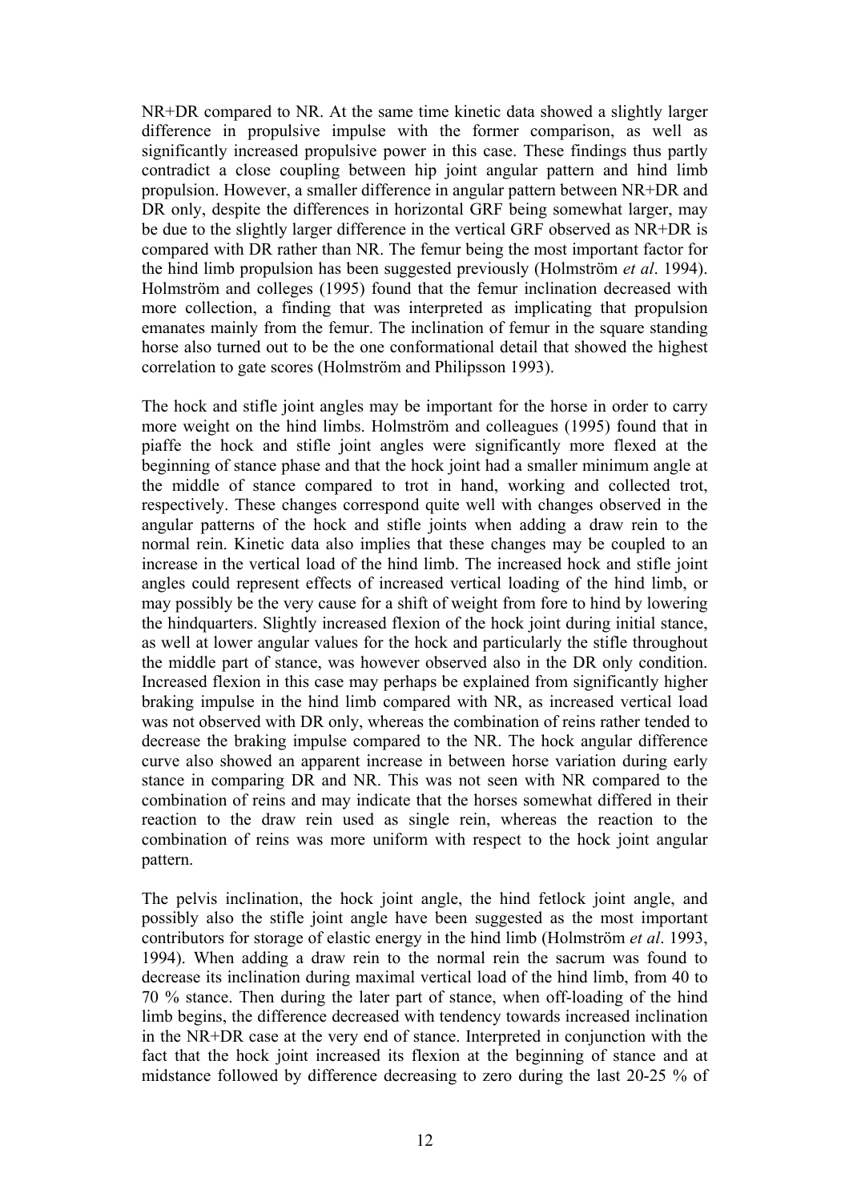NR+DR compared to NR. At the same time kinetic data showed a slightly larger difference in propulsive impulse with the former comparison, as well as significantly increased propulsive power in this case. These findings thus partly contradict a close coupling between hip joint angular pattern and hind limb propulsion. However, a smaller difference in angular pattern between NR+DR and DR only, despite the differences in horizontal GRF being somewhat larger, may be due to the slightly larger difference in the vertical GRF observed as NR+DR is compared with DR rather than NR. The femur being the most important factor for the hind limb propulsion has been suggested previously (Holmström *et al*. 1994). Holmström and colleges (1995) found that the femur inclination decreased with more collection, a finding that was interpreted as implicating that propulsion emanates mainly from the femur. The inclination of femur in the square standing horse also turned out to be the one conformational detail that showed the highest correlation to gate scores (Holmström and Philipsson 1993).

The hock and stifle joint angles may be important for the horse in order to carry more weight on the hind limbs. Holmström and colleagues (1995) found that in piaffe the hock and stifle joint angles were significantly more flexed at the beginning of stance phase and that the hock joint had a smaller minimum angle at the middle of stance compared to trot in hand, working and collected trot, respectively. These changes correspond quite well with changes observed in the angular patterns of the hock and stifle joints when adding a draw rein to the normal rein. Kinetic data also implies that these changes may be coupled to an increase in the vertical load of the hind limb. The increased hock and stifle joint angles could represent effects of increased vertical loading of the hind limb, or may possibly be the very cause for a shift of weight from fore to hind by lowering the hindquarters. Slightly increased flexion of the hock joint during initial stance, as well at lower angular values for the hock and particularly the stifle throughout the middle part of stance, was however observed also in the DR only condition. Increased flexion in this case may perhaps be explained from significantly higher braking impulse in the hind limb compared with NR, as increased vertical load was not observed with DR only, whereas the combination of reins rather tended to decrease the braking impulse compared to the NR. The hock angular difference curve also showed an apparent increase in between horse variation during early stance in comparing DR and NR. This was not seen with NR compared to the combination of reins and may indicate that the horses somewhat differed in their reaction to the draw rein used as single rein, whereas the reaction to the combination of reins was more uniform with respect to the hock joint angular pattern.

The pelvis inclination, the hock joint angle, the hind fetlock joint angle, and possibly also the stifle joint angle have been suggested as the most important contributors for storage of elastic energy in the hind limb (Holmström *et al*. 1993, 1994). When adding a draw rein to the normal rein the sacrum was found to decrease its inclination during maximal vertical load of the hind limb, from 40 to 70 % stance. Then during the later part of stance, when off-loading of the hind limb begins, the difference decreased with tendency towards increased inclination in the NR+DR case at the very end of stance. Interpreted in conjunction with the fact that the hock joint increased its flexion at the beginning of stance and at midstance followed by difference decreasing to zero during the last 20-25 % of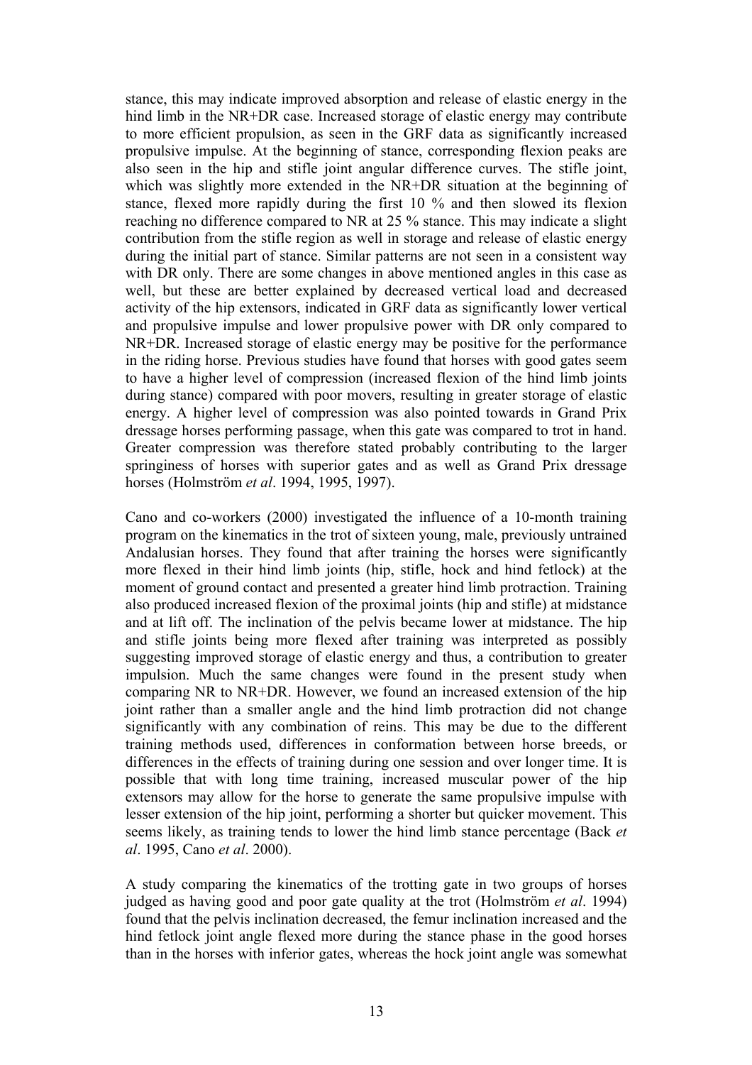stance, this may indicate improved absorption and release of elastic energy in the hind limb in the NR+DR case. Increased storage of elastic energy may contribute to more efficient propulsion, as seen in the GRF data as significantly increased propulsive impulse. At the beginning of stance, corresponding flexion peaks are also seen in the hip and stifle joint angular difference curves. The stifle joint, which was slightly more extended in the NR+DR situation at the beginning of stance, flexed more rapidly during the first 10 % and then slowed its flexion reaching no difference compared to NR at 25 % stance. This may indicate a slight contribution from the stifle region as well in storage and release of elastic energy during the initial part of stance. Similar patterns are not seen in a consistent way with DR only. There are some changes in above mentioned angles in this case as well, but these are better explained by decreased vertical load and decreased activity of the hip extensors, indicated in GRF data as significantly lower vertical and propulsive impulse and lower propulsive power with DR only compared to NR+DR. Increased storage of elastic energy may be positive for the performance in the riding horse. Previous studies have found that horses with good gates seem to have a higher level of compression (increased flexion of the hind limb joints during stance) compared with poor movers, resulting in greater storage of elastic energy. A higher level of compression was also pointed towards in Grand Prix dressage horses performing passage, when this gate was compared to trot in hand. Greater compression was therefore stated probably contributing to the larger springiness of horses with superior gates and as well as Grand Prix dressage horses (Holmström *et al*. 1994, 1995, 1997).

Cano and co-workers (2000) investigated the influence of a 10-month training program on the kinematics in the trot of sixteen young, male, previously untrained Andalusian horses. They found that after training the horses were significantly more flexed in their hind limb joints (hip, stifle, hock and hind fetlock) at the moment of ground contact and presented a greater hind limb protraction. Training also produced increased flexion of the proximal joints (hip and stifle) at midstance and at lift off. The inclination of the pelvis became lower at midstance. The hip and stifle joints being more flexed after training was interpreted as possibly suggesting improved storage of elastic energy and thus, a contribution to greater impulsion. Much the same changes were found in the present study when comparing NR to NR+DR. However, we found an increased extension of the hip joint rather than a smaller angle and the hind limb protraction did not change significantly with any combination of reins. This may be due to the different training methods used, differences in conformation between horse breeds, or differences in the effects of training during one session and over longer time. It is possible that with long time training, increased muscular power of the hip extensors may allow for the horse to generate the same propulsive impulse with lesser extension of the hip joint, performing a shorter but quicker movement. This seems likely, as training tends to lower the hind limb stance percentage (Back *et al*. 1995, Cano *et al*. 2000).

A study comparing the kinematics of the trotting gate in two groups of horses judged as having good and poor gate quality at the trot (Holmström *et al*. 1994) found that the pelvis inclination decreased, the femur inclination increased and the hind fetlock joint angle flexed more during the stance phase in the good horses than in the horses with inferior gates, whereas the hock joint angle was somewhat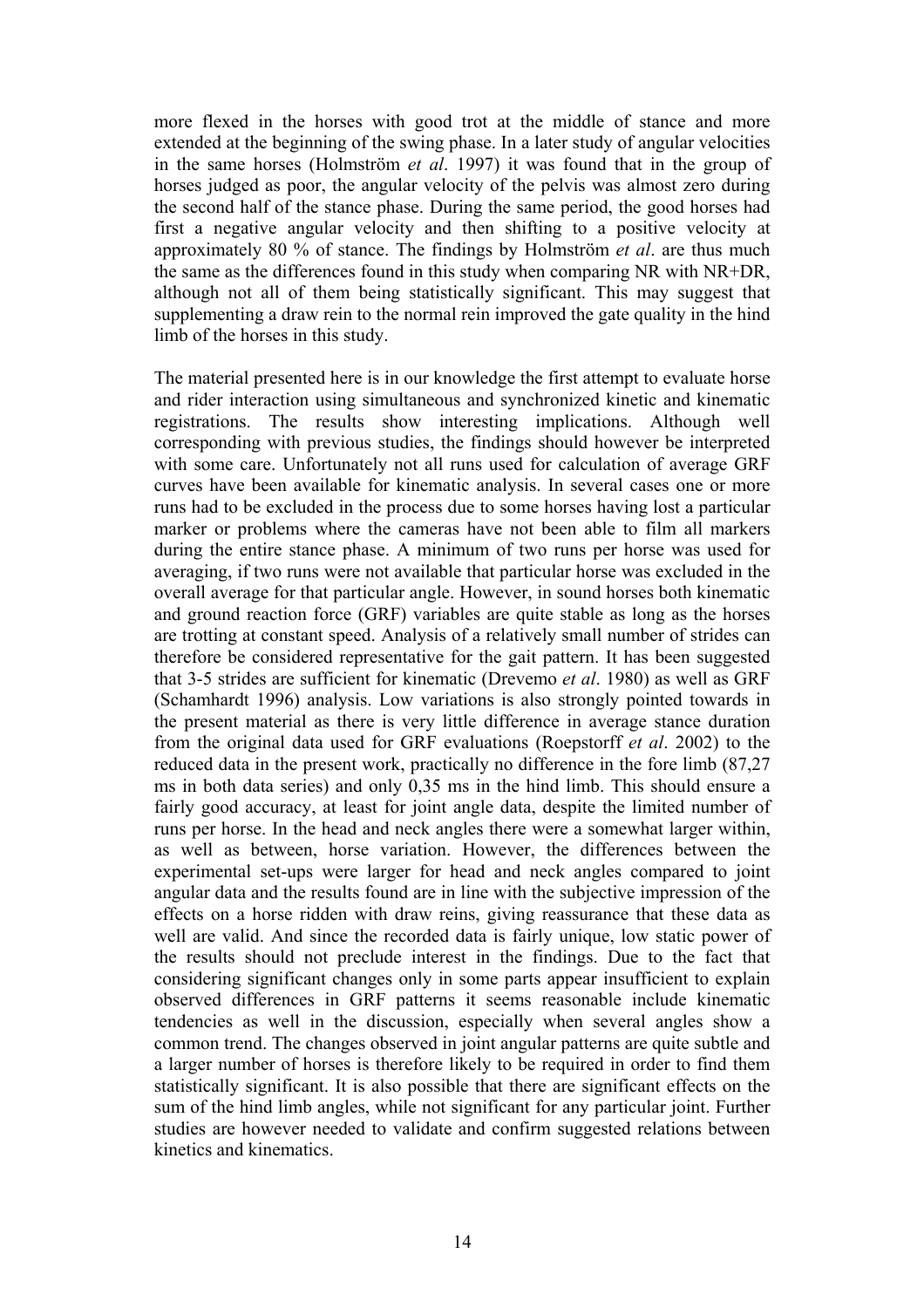more flexed in the horses with good trot at the middle of stance and more extended at the beginning of the swing phase. In a later study of angular velocities in the same horses (Holmström *et al*. 1997) it was found that in the group of horses judged as poor, the angular velocity of the pelvis was almost zero during the second half of the stance phase. During the same period, the good horses had first a negative angular velocity and then shifting to a positive velocity at approximately 80 % of stance. The findings by Holmström *et al*. are thus much the same as the differences found in this study when comparing NR with NR+DR, although not all of them being statistically significant. This may suggest that supplementing a draw rein to the normal rein improved the gate quality in the hind limb of the horses in this study.

The material presented here is in our knowledge the first attempt to evaluate horse and rider interaction using simultaneous and synchronized kinetic and kinematic registrations. The results show interesting implications. Although well corresponding with previous studies, the findings should however be interpreted with some care. Unfortunately not all runs used for calculation of average GRF curves have been available for kinematic analysis. In several cases one or more runs had to be excluded in the process due to some horses having lost a particular marker or problems where the cameras have not been able to film all markers during the entire stance phase. A minimum of two runs per horse was used for averaging, if two runs were not available that particular horse was excluded in the overall average for that particular angle. However, in sound horses both kinematic and ground reaction force (GRF) variables are quite stable as long as the horses are trotting at constant speed. Analysis of a relatively small number of strides can therefore be considered representative for the gait pattern. It has been suggested that 3-5 strides are sufficient for kinematic (Drevemo *et al*. 1980) as well as GRF (Schamhardt 1996) analysis. Low variations is also strongly pointed towards in the present material as there is very little difference in average stance duration from the original data used for GRF evaluations (Roepstorff *et al*. 2002) to the reduced data in the present work, practically no difference in the fore limb (87,27 ms in both data series) and only 0,35 ms in the hind limb. This should ensure a fairly good accuracy, at least for joint angle data, despite the limited number of runs per horse. In the head and neck angles there were a somewhat larger within, as well as between, horse variation. However, the differences between the experimental set-ups were larger for head and neck angles compared to joint angular data and the results found are in line with the subjective impression of the effects on a horse ridden with draw reins, giving reassurance that these data as well are valid. And since the recorded data is fairly unique, low static power of the results should not preclude interest in the findings. Due to the fact that considering significant changes only in some parts appear insufficient to explain observed differences in GRF patterns it seems reasonable include kinematic tendencies as well in the discussion, especially when several angles show a common trend. The changes observed in joint angular patterns are quite subtle and a larger number of horses is therefore likely to be required in order to find them statistically significant. It is also possible that there are significant effects on the sum of the hind limb angles, while not significant for any particular joint. Further studies are however needed to validate and confirm suggested relations between kinetics and kinematics.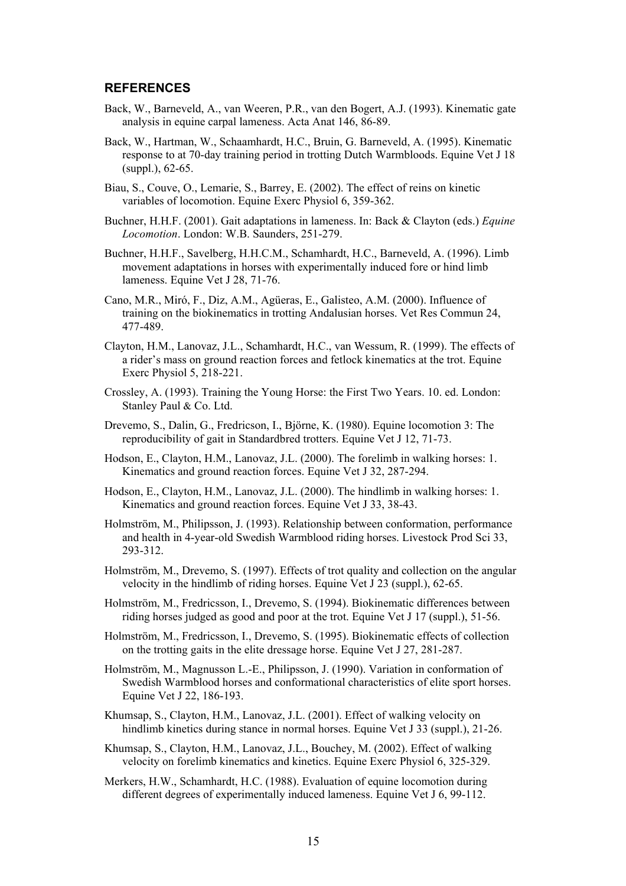## REFERENCES

Back, W., Barneveld, A., van Weeren, P.R., van den Bogert, A.J. (1993). Kinematic gate analysis in equine carpal lameness. Acta Anat 146, 86-89.

Back, W., Hartman, W., Schaamhardt, H.C., Bruin, G. Barneveld, A. (1995). Kinematic response to at 70-day training period in trotting Dutch Warmbloods. Equine Vet J 18 (suppl.), 62-65.

Biau, S., Couve, O., Lemarie, S., Barrey, E. (2002). The effect of reins on kinetic variables of locomotion. Equine Exerc Physiol 6, 359-362.

Buchner, H.H.F. (2001). Gait adaptations in lameness. In: Back & Clayton (eds.) *Equine Locomotion*. London: W.B. Saunders, 251-279.

Buchner, H.H.F., Savelberg, H.H.C.M., Schamhardt, H.C., Barneveld, A. (1996). Limb movement adaptations in horses with experimentally induced fore or hind limb lameness. Equine Vet J 28, 71-76.

Cano, M.R., Miró, F., Diz, A.M., Agüeras, E., Galisteo, A.M. (2000). Influence of training on the biokinematics in trotting Andalusian horses. Vet Res Commun 24, 477-489.

Clayton, H.M., Lanovaz, J.L., Schamhardt, H.C., van Wessum, R. (1999). The effects of a rider's mass on ground reaction forces and fetlock kinematics at the trot. Equine Exerc Physiol 5, 218-221.

Crossley, A. (1993). Training the Young Horse: the First Two Years. 10. ed. London: Stanley Paul & Co. Ltd.

Drevemo, S., Dalin, G., Fredricson, I., Björne, K. (1980). Equine locomotion 3: The reproducibility of gait in Standardbred trotters. Equine Vet J 12, 71-73.

Hodson, E., Clayton, H.M., Lanovaz, J.L. (2000). The forelimb in walking horses: 1. Kinematics and ground reaction forces. Equine Vet J 32, 287-294.

Hodson, E., Clayton, H.M., Lanovaz, J.L. (2000). The hindlimb in walking horses: 1. Kinematics and ground reaction forces. Equine Vet J 33, 38-43.

Holmström, M., Philipsson, J. (1993). Relationship between conformation, performance and health in 4-year-old Swedish Warmblood riding horses. Livestock Prod Sci 33, 293-312.

Holmström, M., Drevemo, S. (1997). Effects of trot quality and collection on the angular velocity in the hindlimb of riding horses. Equine Vet J 23 (suppl.), 62-65.

Holmström, M., Fredricsson, I., Drevemo, S. (1994). Biokinematic differences between riding horses judged as good and poor at the trot. Equine Vet J 17 (suppl.), 51-56.

Holmström, M., Fredricsson, I., Drevemo, S. (1995). Biokinematic effects of collection on the trotting gaits in the elite dressage horse. Equine Vet J 27, 281-287.

Holmström, M., Magnusson L.-E., Philipsson, J. (1990). Variation in conformation of Swedish Warmblood horses and conformational characteristics of elite sport horses. Equine Vet J 22, 186-193.

Khumsap, S., Clayton, H.M., Lanovaz, J.L. (2001). Effect of walking velocity on hindlimb kinetics during stance in normal horses. Equine Vet J 33 (suppl.), 21-26.

Khumsap, S., Clayton, H.M., Lanovaz, J.L., Bouchey, M. (2002). Effect of walking velocity on forelimb kinematics and kinetics. Equine Exerc Physiol 6, 325-329.

Merkers, H.W., Schamhardt, H.C. (1988). Evaluation of equine locomotion during different degrees of experimentally induced lameness. Equine Vet J 6, 99-112.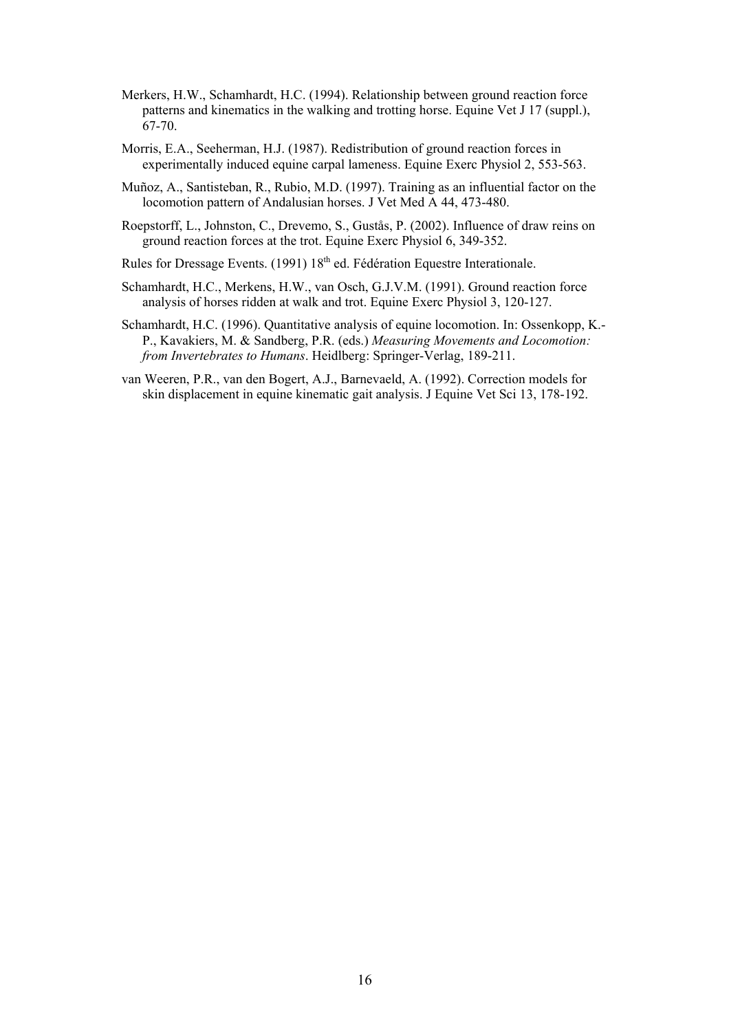Merkers, H.W., Schamhardt, H.C. (1994). Relationship between ground reaction force patterns and kinematics in the walking and trotting horse. Equine Vet J 17 (suppl.), 67-70.

Morris, E.A., Seeherman, H.J. (1987). Redistribution of ground reaction forces in experimentally induced equine carpal lameness. Equine Exerc Physiol 2, 553-563.

Muñoz, A., Santisteban, R., Rubio, M.D. (1997). Training as an influential factor on the locomotion pattern of Andalusian horses. J Vet Med A 44, 473-480.

Roepstorff, L., Johnston, C., Drevemo, S., Gustås, P. (2002). Influence of draw reins on ground reaction forces at the trot. Equine Exerc Physiol 6, 349-352.

Rules for Dressage Events. (1991) 18th ed. Fédération Equestre Interationale.

Schamhardt, H.C., Merkens, H.W., van Osch, G.J.V.M. (1991). Ground reaction force analysis of horses ridden at walk and trot. Equine Exerc Physiol 3, 120-127.

Schamhardt, H.C. (1996). Quantitative analysis of equine locomotion. In: Ossenkopp, K.-P., Kavakiers, M. & Sandberg, P.R. (eds.) *Measuring Movements and Locomotion: from Invertebrates to Humans*. Heidlberg: Springer-Verlag, 189-211.

van Weeren, P.R., van den Bogert, A.J., Barnevaeld, A. (1992). Correction models for skin displacement in equine kinematic gait analysis. J Equine Vet Sci 13, 178-192.